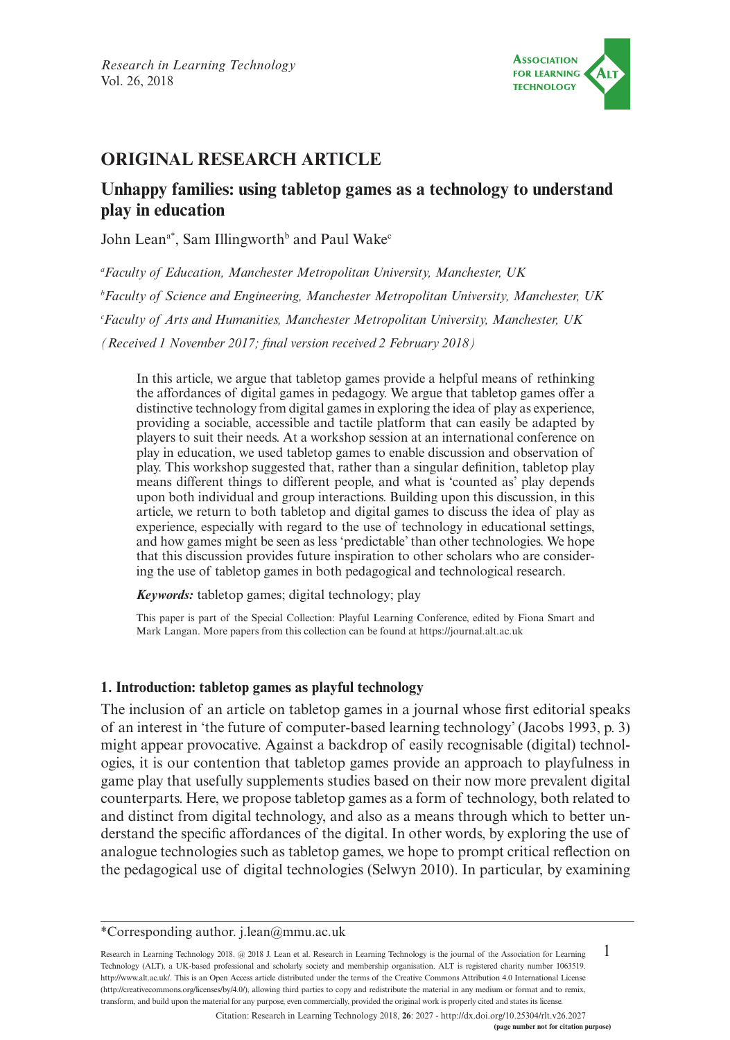## ORIGINAL RESEARCH ARTICLE

# Unhappy families: using tabletop games as a technology to understand play in education

John Lean[a*], Sam Illingworth[b] and Paul Wake[c]

[a]*Faculty of Education, Manchester Metropolitan University, Manchester, UK*

[b]*Faculty of Science and Engineering, Manchester Metropolitan University, Manchester, UK*

[c]*Faculty of Arts and Humanities, Manchester Metropolitan University, Manchester, UK*

*(Received 1 November 2017; final version received 2 February 2018)*

In this article, we argue that tabletop games provide a helpful means of rethinking the affordances of digital games in pedagogy. We argue that tabletop games offer a distinctive technology from digital games in exploring the idea of play as experience, providing a sociable, accessible and tactile platform that can easily be adapted by players to suit their needs. At a workshop session at an international conference on play in education, we used tabletop games to enable discussion and observation of play. This workshop suggested that, rather than a singular definition, tabletop play means different things to different people, and what is 'counted as' play depends upon both individual and group interactions. Building upon this discussion, in this article, we return to both tabletop and digital games to discuss the idea of play as experience, especially with regard to the use of technology in educational settings, and how games might be seen as less 'predictable' than other technologies. We hope that this discussion provides future inspiration to other scholars who are considering the use of tabletop games in both pedagogical and technological research.

***Keywords:*** tabletop games; digital technology; play

This paper is part of the Special Collection: Playful Learning Conference, edited by Fiona Smart and Mark Langan. More papers from this collection can be found at https://journal.alt.ac.uk

## 1. Introduction: tabletop games as playful technology

The inclusion of an article on tabletop games in a journal whose first editorial speaks of an interest in 'the future of computer-based learning technology' (Jacobs 1993, p. 3) might appear provocative. Against a backdrop of easily recognisable (digital) technologies, it is our contention that tabletop games provide an approach to playfulness in game play that usefully supplements studies based on their now more prevalent digital counterparts. Here, we propose tabletop games as a form of technology, both related to and distinct from digital technology, and also as a means through which to better understand the specific affordances of the digital. In other words, by exploring the use of analogue technologies such as tabletop games, we hope to prompt critical reflection on the pedagogical use of digital technologies (Selwyn 2010). In particular, by examining

*Corresponding author. j.lean@mmu.ac.uk

Research in Learning Technology 2018. @ 2018 J. Lean et al. Research in Learning Technology is the journal of the Association for Learning Technology (ALT), a UK-based professional and scholarly society and membership organisation. ALT is registered charity number 1063519. http://www.alt.ac.uk/. This is an Open Access article distributed under the terms of the Creative Commons Attribution 4.0 International License (http://creativecommons.org/licenses/by/4.0/), allowing third parties to copy and redistribute the material in any medium or format and to remix, transform, and build upon the material for any purpose, even commercially, provided the original work is properly cited and states its license.

Citation: Research in Learning Technology 2018, **26**: 2027 - http://dx.doi.org/10.25304/rlt.v26.2027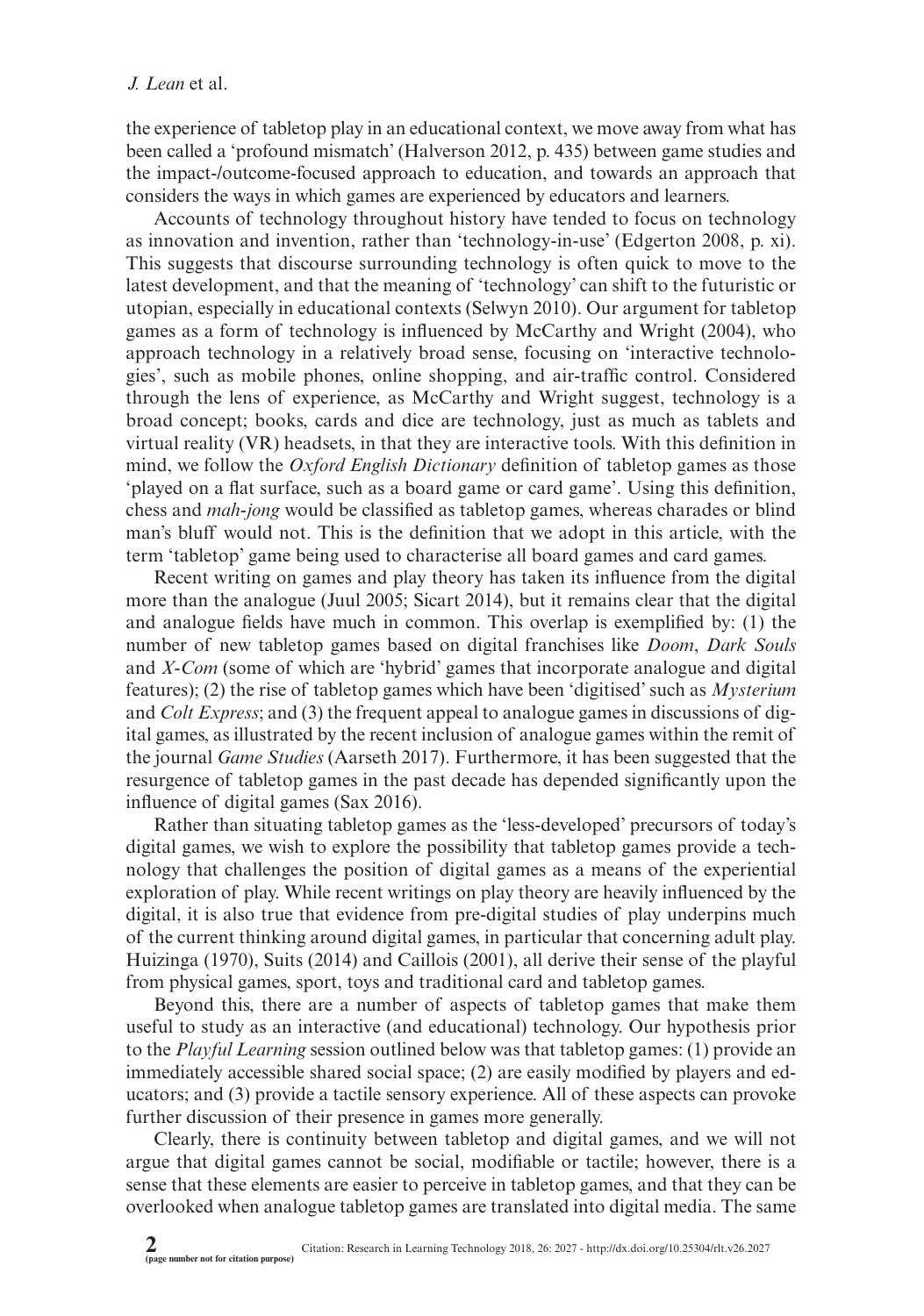the experience of tabletop play in an educational context, we move away from what has been called a 'profound mismatch' (Halverson 2012, p. 435) between game studies and the impact-/outcome-focused approach to education, and towards an approach that considers the ways in which games are experienced by educators and learners.

Accounts of technology throughout history have tended to focus on technology as innovation and invention, rather than 'technology-in-use' (Edgerton 2008, p. xi). This suggests that discourse surrounding technology is often quick to move to the latest development, and that the meaning of 'technology' can shift to the futuristic or utopian, especially in educational contexts (Selwyn 2010). Our argument for tabletop games as a form of technology is influenced by McCarthy and Wright (2004), who approach technology in a relatively broad sense, focusing on 'interactive technologies', such as mobile phones, online shopping, and air-traffic control. Considered through the lens of experience, as McCarthy and Wright suggest, technology is a broad concept; books, cards and dice are technology, just as much as tablets and virtual reality (VR) headsets, in that they are interactive tools. With this definition in mind, we follow the *Oxford English Dictionary* definition of tabletop games as those 'played on a flat surface, such as a board game or card game'. Using this definition, chess and *mah-jong* would be classified as tabletop games, whereas charades or blind man's bluff would not. This is the definition that we adopt in this article, with the term 'tabletop' game being used to characterise all board games and card games.

Recent writing on games and play theory has taken its influence from the digital more than the analogue (Juul 2005; Sicart 2014), but it remains clear that the digital and analogue fields have much in common. This overlap is exemplified by: (1) the number of new tabletop games based on digital franchises like *Doom*, *Dark Souls* and *X-Com* (some of which are 'hybrid' games that incorporate analogue and digital features); (2) the rise of tabletop games which have been 'digitised' such as *Mysterium* and *Colt Express*; and (3) the frequent appeal to analogue games in discussions of digital games, as illustrated by the recent inclusion of analogue games within the remit of the journal *Game Studies* (Aarseth 2017). Furthermore, it has been suggested that the resurgence of tabletop games in the past decade has depended significantly upon the influence of digital games (Sax 2016).

Rather than situating tabletop games as the 'less-developed' precursors of today's digital games, we wish to explore the possibility that tabletop games provide a technology that challenges the position of digital games as a means of the experiential exploration of play. While recent writings on play theory are heavily influenced by the digital, it is also true that evidence from pre-digital studies of play underpins much of the current thinking around digital games, in particular that concerning adult play. Huizinga (1970), Suits (2014) and Caillois (2001), all derive their sense of the playful from physical games, sport, toys and traditional card and tabletop games.

Beyond this, there are a number of aspects of tabletop games that make them useful to study as an interactive (and educational) technology. Our hypothesis prior to the *Playful Learning* session outlined below was that tabletop games: (1) provide an immediately accessible shared social space; (2) are easily modified by players and educators; and (3) provide a tactile sensory experience. All of these aspects can provoke further discussion of their presence in games more generally.

Clearly, there is continuity between tabletop and digital games, and we will not argue that digital games cannot be social, modifiable or tactile; however, there is a sense that these elements are easier to perceive in tabletop games, and that they can be overlooked when analogue tabletop games are translated into digital media. The same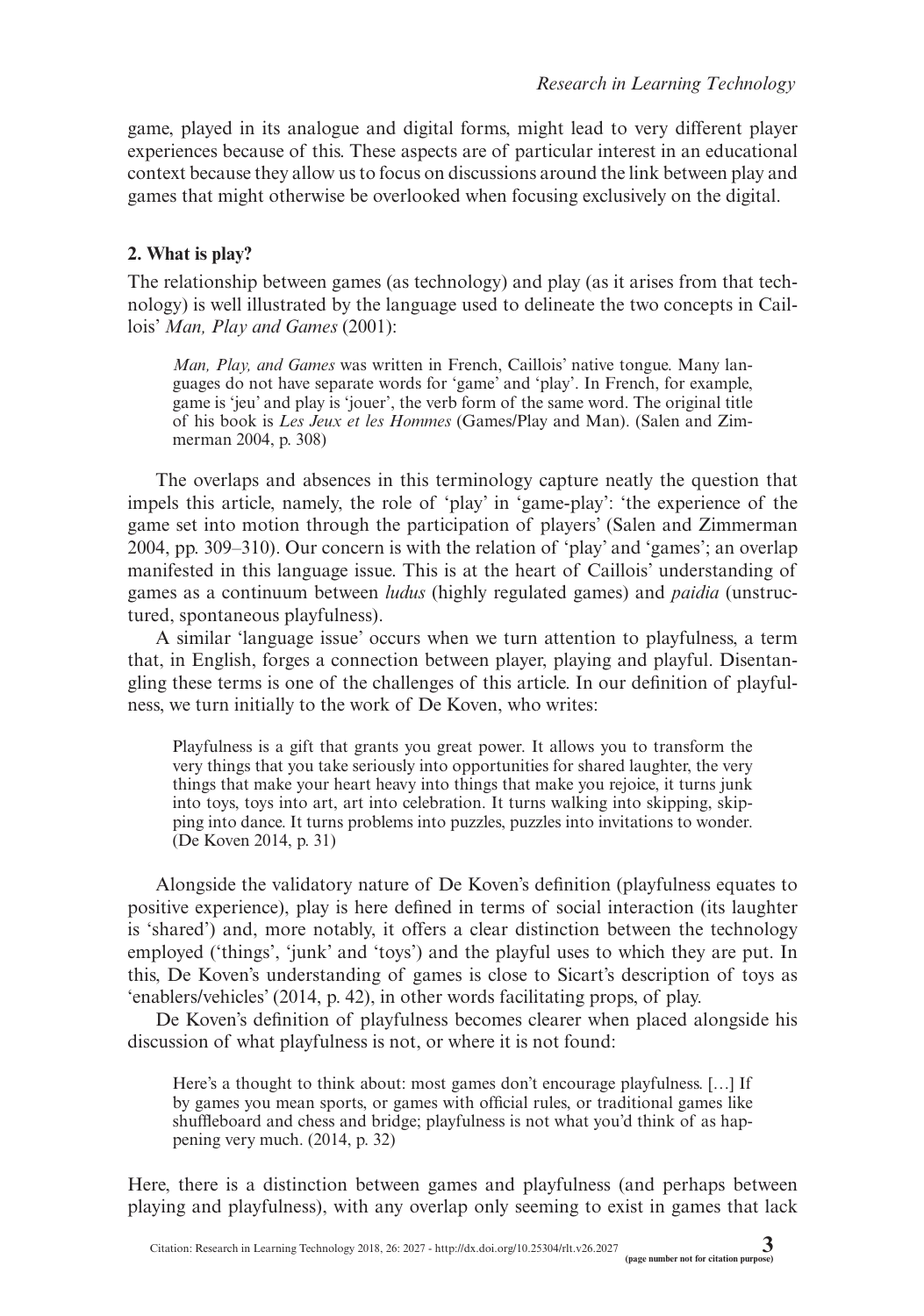game, played in its analogue and digital forms, might lead to very different player experiences because of this. These aspects are of particular interest in an educational context because they allow us to focus on discussions around the link between play and games that might otherwise be overlooked when focusing exclusively on the digital.

## 2. What is play?

The relationship between games (as technology) and play (as it arises from that technology) is well illustrated by the language used to delineate the two concepts in Caillois' *Man, Play and Games* (2001):

> *Man, Play, and Games* was written in French, Caillois' native tongue. Many languages do not have separate words for 'game' and 'play'. In French, for example, game is 'jeu' and play is 'jouer', the verb form of the same word. The original title of his book is *Les Jeux et les Hommes* (Games/Play and Man). (Salen and Zimmerman 2004, p. 308)

The overlaps and absences in this terminology capture neatly the question that impels this article, namely, the role of 'play' in 'game-play': 'the experience of the game set into motion through the participation of players' (Salen and Zimmerman 2004, pp. 309–310). Our concern is with the relation of 'play' and 'games'; an overlap manifested in this language issue. This is at the heart of Caillois' understanding of games as a continuum between *ludus* (highly regulated games) and *paidia* (unstructured, spontaneous playfulness).

A similar 'language issue' occurs when we turn attention to playfulness, a term that, in English, forges a connection between player, playing and playful. Disentangling these terms is one of the challenges of this article. In our definition of playfulness, we turn initially to the work of De Koven, who writes:

> Playfulness is a gift that grants you great power. It allows you to transform the very things that you take seriously into opportunities for shared laughter, the very things that make your heart heavy into things that make you rejoice, it turns junk into toys, toys into art, art into celebration. It turns walking into skipping, skipping into dance. It turns problems into puzzles, puzzles into invitations to wonder. (De Koven 2014, p. 31)

Alongside the validatory nature of De Koven's definition (playfulness equates to positive experience), play is here defined in terms of social interaction (its laughter is 'shared') and, more notably, it offers a clear distinction between the technology employed ('things', 'junk' and 'toys') and the playful uses to which they are put. In this, De Koven's understanding of games is close to Sicart's description of toys as 'enablers/vehicles' (2014, p. 42), in other words facilitating props, of play.

De Koven's definition of playfulness becomes clearer when placed alongside his discussion of what playfulness is not, or where it is not found:

> Here's a thought to think about: most games don't encourage playfulness. […] If by games you mean sports, or games with official rules, or traditional games like shuffleboard and chess and bridge; playfulness is not what you'd think of as happening very much. (2014, p. 32)

Here, there is a distinction between games and playfulness (and perhaps between playing and playfulness), with any overlap only seeming to exist in games that lack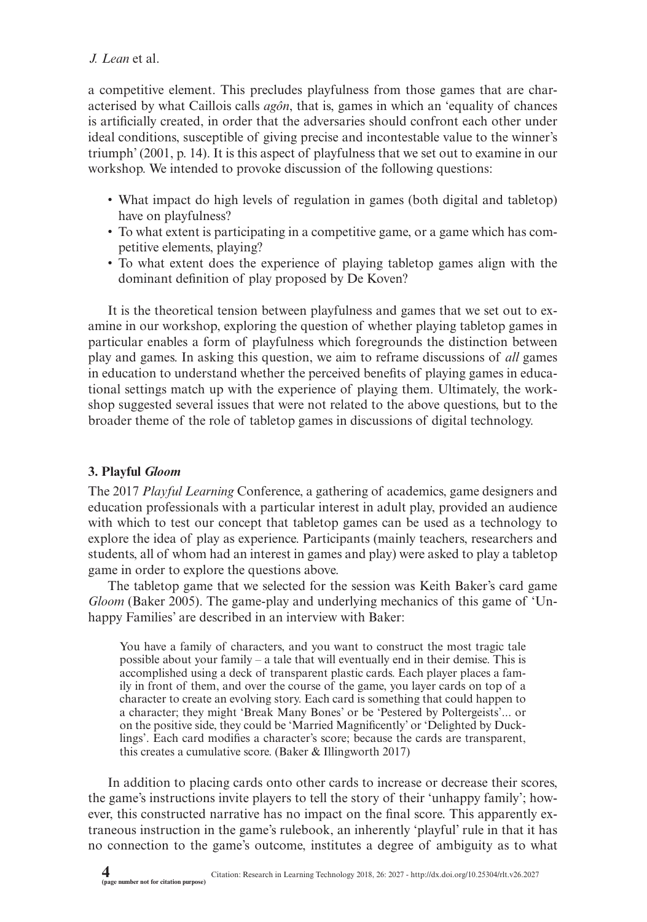a competitive element. This precludes playfulness from those games that are characterised by what Caillois calls *agôn*, that is, games in which an 'equality of chances is artificially created, in order that the adversaries should confront each other under ideal conditions, susceptible of giving precise and incontestable value to the winner's triumph' (2001, p. 14). It is this aspect of playfulness that we set out to examine in our workshop. We intended to provoke discussion of the following questions:

- What impact do high levels of regulation in games (both digital and tabletop) have on playfulness?
- To what extent is participating in a competitive game, or a game which has competitive elements, playing?
- To what extent does the experience of playing tabletop games align with the dominant definition of play proposed by De Koven?

It is the theoretical tension between playfulness and games that we set out to examine in our workshop, exploring the question of whether playing tabletop games in particular enables a form of playfulness which foregrounds the distinction between play and games. In asking this question, we aim to reframe discussions of *all* games in education to understand whether the perceived benefits of playing games in educational settings match up with the experience of playing them. Ultimately, the workshop suggested several issues that were not related to the above questions, but to the broader theme of the role of tabletop games in discussions of digital technology.

## 3. Playful *Gloom*

The 2017 *Playful Learning* Conference, a gathering of academics, game designers and education professionals with a particular interest in adult play, provided an audience with which to test our concept that tabletop games can be used as a technology to explore the idea of play as experience. Participants (mainly teachers, researchers and students, all of whom had an interest in games and play) were asked to play a tabletop game in order to explore the questions above.

The tabletop game that we selected for the session was Keith Baker's card game *Gloom* (Baker 2005). The game-play and underlying mechanics of this game of 'Unhappy Families' are described in an interview with Baker:

> You have a family of characters, and you want to construct the most tragic tale possible about your family – a tale that will eventually end in their demise. This is accomplished using a deck of transparent plastic cards. Each player places a family in front of them, and over the course of the game, you layer cards on top of a character to create an evolving story. Each card is something that could happen to a character; they might 'Break Many Bones' or be 'Pestered by Poltergeists'... or on the positive side, they could be 'Married Magnificently' or 'Delighted by Ducklings'. Each card modifies a character's score; because the cards are transparent, this creates a cumulative score. (Baker & Illingworth 2017)

In addition to placing cards onto other cards to increase or decrease their scores, the game's instructions invite players to tell the story of their 'unhappy family'; however, this constructed narrative has no impact on the final score. This apparently extraneous instruction in the game's rulebook, an inherently 'playful' rule in that it has no connection to the game's outcome, institutes a degree of ambiguity as to what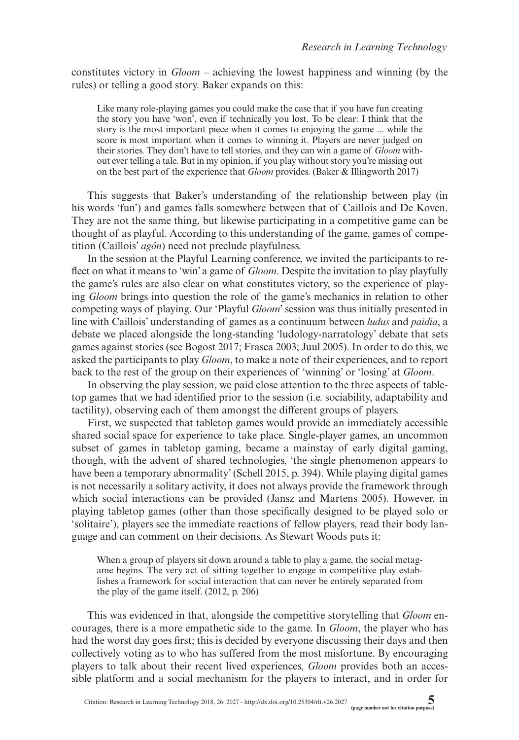constitutes victory in *Gloom* – achieving the lowest happiness and winning (by the rules) or telling a good story. Baker expands on this:

> Like many role-playing games you could make the case that if you have fun creating the story you have 'won', even if technically you lost. To be clear: I think that the story is the most important piece when it comes to enjoying the game ... while the score is most important when it comes to winning it. Players are never judged on their stories. They don't have to tell stories, and they can win a game of *Gloom* without ever telling a tale. But in my opinion, if you play without story you're missing out on the best part of the experience that *Gloom* provides. (Baker & Illingworth 2017)

This suggests that Baker's understanding of the relationship between play (in his words 'fun') and games falls somewhere between that of Caillois and De Koven. They are not the same thing, but likewise participating in a competitive game can be thought of as playful. According to this understanding of the game, games of competition (Caillois' *agôn*) need not preclude playfulness.

In the session at the Playful Learning conference, we invited the participants to reflect on what it means to 'win' a game of *Gloom*. Despite the invitation to play playfully the game's rules are also clear on what constitutes victory, so the experience of playing *Gloom* brings into question the role of the game's mechanics in relation to other competing ways of playing. Our 'Playful *Gloom*' session was thus initially presented in line with Caillois' understanding of games as a continuum between *ludus* and *paidia*, a debate we placed alongside the long-standing 'ludology-narratology' debate that sets games against stories (see Bogost 2017; Frasca 2003; Juul 2005). In order to do this, we asked the participants to play *Gloom*, to make a note of their experiences, and to report back to the rest of the group on their experiences of 'winning' or 'losing' at *Gloom*.

In observing the play session, we paid close attention to the three aspects of tabletop games that we had identified prior to the session (i.e. sociability, adaptability and tactility), observing each of them amongst the different groups of players.

First, we suspected that tabletop games would provide an immediately accessible shared social space for experience to take place. Single-player games, an uncommon subset of games in tabletop gaming, became a mainstay of early digital gaming, though, with the advent of shared technologies, 'the single phenomenon appears to have been a temporary abnormality' (Schell 2015, p. 394). While playing digital games is not necessarily a solitary activity, it does not always provide the framework through which social interactions can be provided (Jansz and Martens 2005). However, in playing tabletop games (other than those specifically designed to be played solo or 'solitaire'), players see the immediate reactions of fellow players, read their body language and can comment on their decisions. As Stewart Woods puts it:

> When a group of players sit down around a table to play a game, the social metagame begins. The very act of sitting together to engage in competitive play establishes a framework for social interaction that can never be entirely separated from the play of the game itself. (2012, p. 206)

This was evidenced in that, alongside the competitive storytelling that *Gloom* encourages, there is a more empathetic side to the game. In *Gloom*, the player who has had the worst day goes first; this is decided by everyone discussing their days and then collectively voting as to who has suffered from the most misfortune. By encouraging players to talk about their recent lived experiences, *Gloom* provides both an accessible platform and a social mechanism for the players to interact, and in order for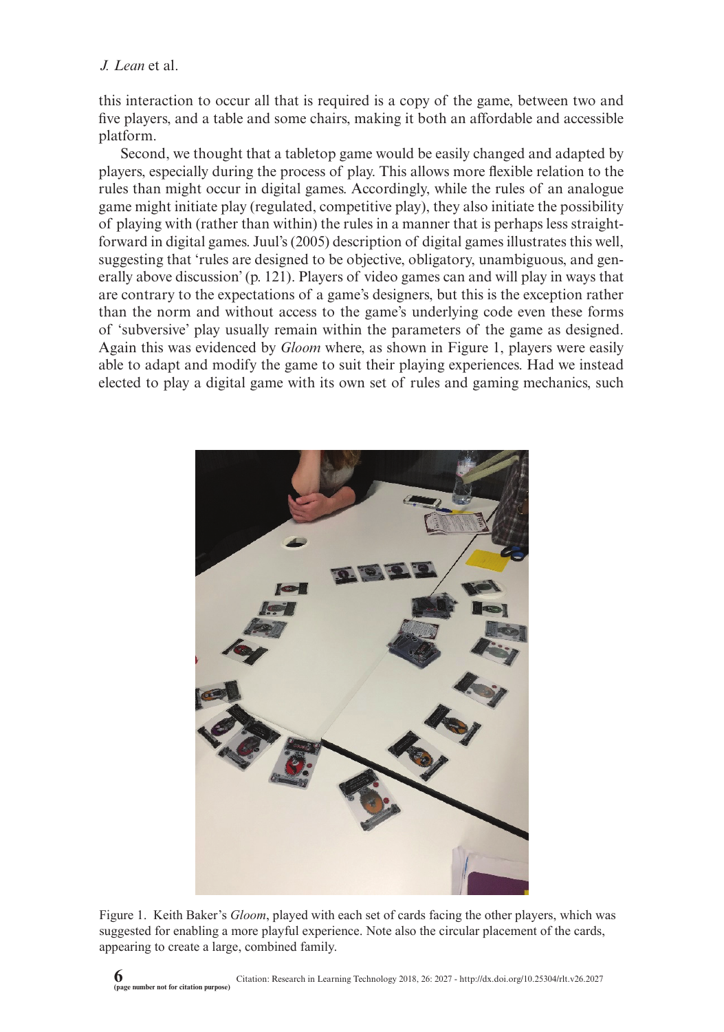this interaction to occur all that is required is a copy of the game, between two and five players, and a table and some chairs, making it both an affordable and accessible platform.

Second, we thought that a tabletop game would be easily changed and adapted by players, especially during the process of play. This allows more flexible relation to the rules than might occur in digital games. Accordingly, while the rules of an analogue game might initiate play (regulated, competitive play), they also initiate the possibility of playing with (rather than within) the rules in a manner that is perhaps less straightforward in digital games. Juul's (2005) description of digital games illustrates this well, suggesting that 'rules are designed to be objective, obligatory, unambiguous, and generally above discussion' (p. 121). Players of video games can and will play in ways that are contrary to the expectations of a game's designers, but this is the exception rather than the norm and without access to the game's underlying code even these forms of 'subversive' play usually remain within the parameters of the game as designed. Again this was evidenced by *Gloom* where, as shown in Figure 1, players were easily able to adapt and modify the game to suit their playing experiences. Had we instead elected to play a digital game with its own set of rules and gaming mechanics, such

Figure 1. Keith Baker's *Gloom*, played with each set of cards facing the other players, which was suggested for enabling a more playful experience. Note also the circular placement of the cards, appearing to create a large, combined family.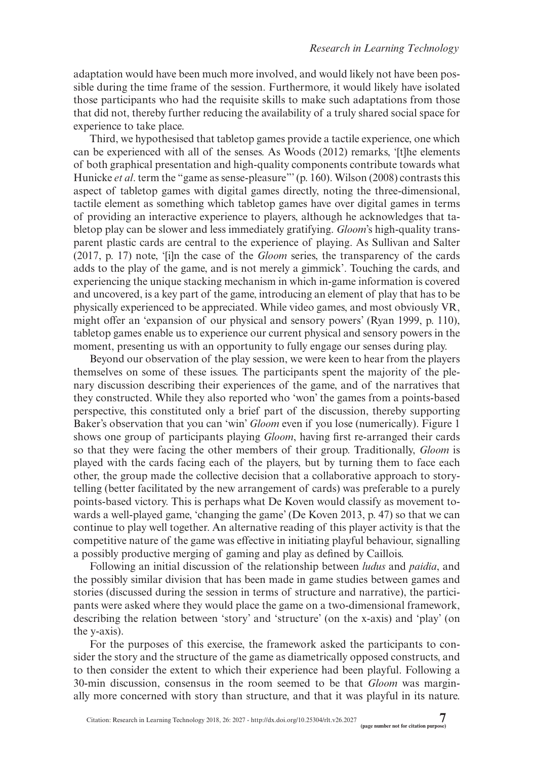adaptation would have been much more involved, and would likely not have been possible during the time frame of the session. Furthermore, it would likely have isolated those participants who had the requisite skills to make such adaptations from those that did not, thereby further reducing the availability of a truly shared social space for experience to take place.

Third, we hypothesised that tabletop games provide a tactile experience, one which can be experienced with all of the senses. As Woods (2012) remarks, '[t]he elements of both graphical presentation and high-quality components contribute towards what Hunicke *et al*. term the "game as sense-pleasure"' (p. 160). Wilson (2008) contrasts this aspect of tabletop games with digital games directly, noting the three-dimensional, tactile element as something which tabletop games have over digital games in terms of providing an interactive experience to players, although he acknowledges that tabletop play can be slower and less immediately gratifying. *Gloom*'s high-quality transparent plastic cards are central to the experience of playing. As Sullivan and Salter (2017, p. 17) note, '[i]n the case of the *Gloom* series, the transparency of the cards adds to the play of the game, and is not merely a gimmick'. Touching the cards, and experiencing the unique stacking mechanism in which in-game information is covered and uncovered, is a key part of the game, introducing an element of play that has to be physically experienced to be appreciated. While video games, and most obviously VR, might offer an 'expansion of our physical and sensory powers' (Ryan 1999, p. 110), tabletop games enable us to experience our current physical and sensory powers in the moment, presenting us with an opportunity to fully engage our senses during play.

Beyond our observation of the play session, we were keen to hear from the players themselves on some of these issues. The participants spent the majority of the plenary discussion describing their experiences of the game, and of the narratives that they constructed. While they also reported who 'won' the games from a points-based perspective, this constituted only a brief part of the discussion, thereby supporting Baker's observation that you can 'win' *Gloom* even if you lose (numerically). Figure 1 shows one group of participants playing *Gloom*, having first re-arranged their cards so that they were facing the other members of their group. Traditionally, *Gloom* is played with the cards facing each of the players, but by turning them to face each other, the group made the collective decision that a collaborative approach to storytelling (better facilitated by the new arrangement of cards) was preferable to a purely points-based victory. This is perhaps what De Koven would classify as movement towards a well-played game, 'changing the game' (De Koven 2013, p. 47) so that we can continue to play well together. An alternative reading of this player activity is that the competitive nature of the game was effective in initiating playful behaviour, signalling a possibly productive merging of gaming and play as defined by Caillois.

Following an initial discussion of the relationship between *ludus* and *paidia*, and the possibly similar division that has been made in game studies between games and stories (discussed during the session in terms of structure and narrative), the participants were asked where they would place the game on a two-dimensional framework, describing the relation between 'story' and 'structure' (on the x-axis) and 'play' (on the y-axis).

For the purposes of this exercise, the framework asked the participants to consider the story and the structure of the game as diametrically opposed constructs, and to then consider the extent to which their experience had been playful. Following a 30-min discussion, consensus in the room seemed to be that *Gloom* was marginally more concerned with story than structure, and that it was playful in its nature.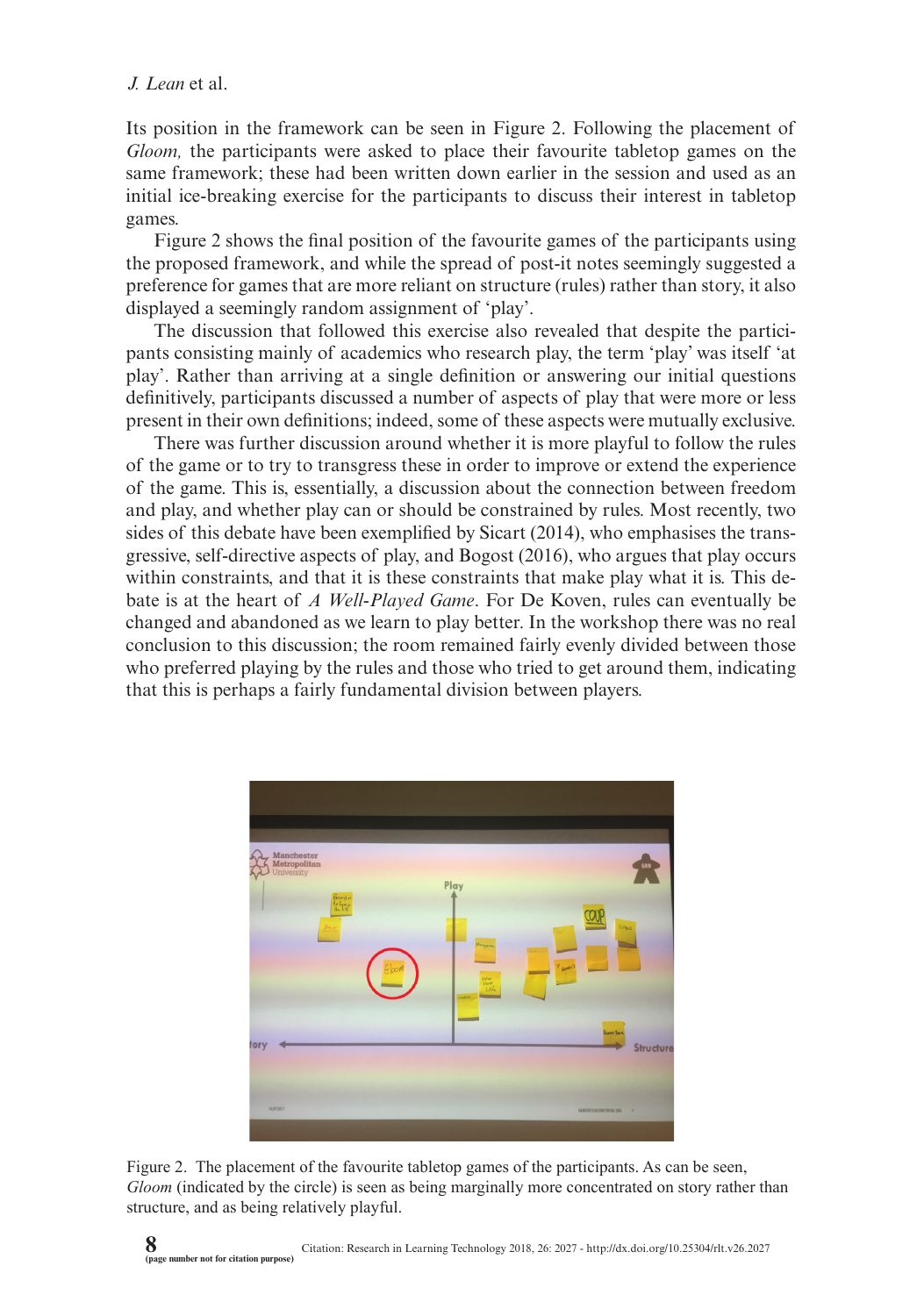Its position in the framework can be seen in Figure 2. Following the placement of *Gloom,* the participants were asked to place their favourite tabletop games on the same framework; these had been written down earlier in the session and used as an initial ice-breaking exercise for the participants to discuss their interest in tabletop games.

Figure 2 shows the final position of the favourite games of the participants using the proposed framework, and while the spread of post-it notes seemingly suggested a preference for games that are more reliant on structure (rules) rather than story, it also displayed a seemingly random assignment of 'play'.

The discussion that followed this exercise also revealed that despite the participants consisting mainly of academics who research play, the term 'play' was itself 'at play'. Rather than arriving at a single definition or answering our initial questions definitively, participants discussed a number of aspects of play that were more or less present in their own definitions; indeed, some of these aspects were mutually exclusive.

There was further discussion around whether it is more playful to follow the rules of the game or to try to transgress these in order to improve or extend the experience of the game. This is, essentially, a discussion about the connection between freedom and play, and whether play can or should be constrained by rules. Most recently, two sides of this debate have been exemplified by Sicart (2014), who emphasises the transgressive, self-directive aspects of play, and Bogost (2016), who argues that play occurs within constraints, and that it is these constraints that make play what it is. This debate is at the heart of *A Well-Played Game*. For De Koven, rules can eventually be changed and abandoned as we learn to play better. In the workshop there was no real conclusion to this discussion; the room remained fairly evenly divided between those who preferred playing by the rules and those who tried to get around them, indicating that this is perhaps a fairly fundamental division between players.

Figure 2. The placement of the favourite tabletop games of the participants. As can be seen, *Gloom* (indicated by the circle) is seen as being marginally more concentrated on story rather than structure, and as being relatively playful.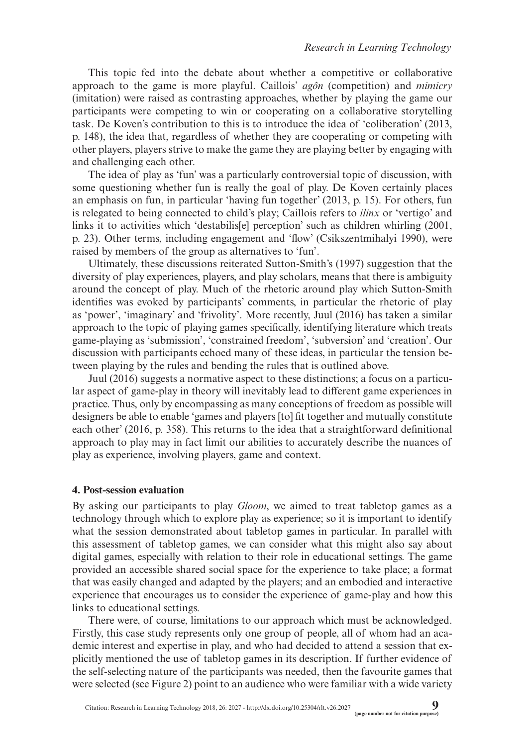This topic fed into the debate about whether a competitive or collaborative approach to the game is more playful. Caillois' *agôn* (competition) and *mimicry* (imitation) were raised as contrasting approaches, whether by playing the game our participants were competing to win or cooperating on a collaborative storytelling task. De Koven's contribution to this is to introduce the idea of 'coliberation' (2013, p. 148), the idea that, regardless of whether they are cooperating or competing with other players, players strive to make the game they are playing better by engaging with and challenging each other.

The idea of play as 'fun' was a particularly controversial topic of discussion, with some questioning whether fun is really the goal of play. De Koven certainly places an emphasis on fun, in particular 'having fun together' (2013, p. 15). For others, fun is relegated to being connected to child's play; Caillois refers to *ilinx* or 'vertigo' and links it to activities which 'destabilis[e] perception' such as children whirling (2001, p. 23). Other terms, including engagement and 'flow' (Csikszentmihalyi 1990), were raised by members of the group as alternatives to 'fun'.

Ultimately, these discussions reiterated Sutton-Smith's (1997) suggestion that the diversity of play experiences, players, and play scholars, means that there is ambiguity around the concept of play. Much of the rhetoric around play which Sutton-Smith identifies was evoked by participants' comments, in particular the rhetoric of play as 'power', 'imaginary' and 'frivolity'. More recently, Juul (2016) has taken a similar approach to the topic of playing games specifically, identifying literature which treats game-playing as 'submission', 'constrained freedom', 'subversion' and 'creation'. Our discussion with participants echoed many of these ideas, in particular the tension between playing by the rules and bending the rules that is outlined above.

Juul (2016) suggests a normative aspect to these distinctions; a focus on a particular aspect of game-play in theory will inevitably lead to different game experiences in practice. Thus, only by encompassing as many conceptions of freedom as possible will designers be able to enable 'games and players [to] fit together and mutually constitute each other' (2016, p. 358). This returns to the idea that a straightforward definitional approach to play may in fact limit our abilities to accurately describe the nuances of play as experience, involving players, game and context.

## 4. Post-session evaluation

By asking our participants to play *Gloom*, we aimed to treat tabletop games as a technology through which to explore play as experience; so it is important to identify what the session demonstrated about tabletop games in particular. In parallel with this assessment of tabletop games, we can consider what this might also say about digital games, especially with relation to their role in educational settings. The game provided an accessible shared social space for the experience to take place; a format that was easily changed and adapted by the players; and an embodied and interactive experience that encourages us to consider the experience of game-play and how this links to educational settings.

There were, of course, limitations to our approach which must be acknowledged. Firstly, this case study represents only one group of people, all of whom had an academic interest and expertise in play, and who had decided to attend a session that explicitly mentioned the use of tabletop games in its description. If further evidence of the self-selecting nature of the participants was needed, then the favourite games that were selected (see Figure 2) point to an audience who were familiar with a wide variety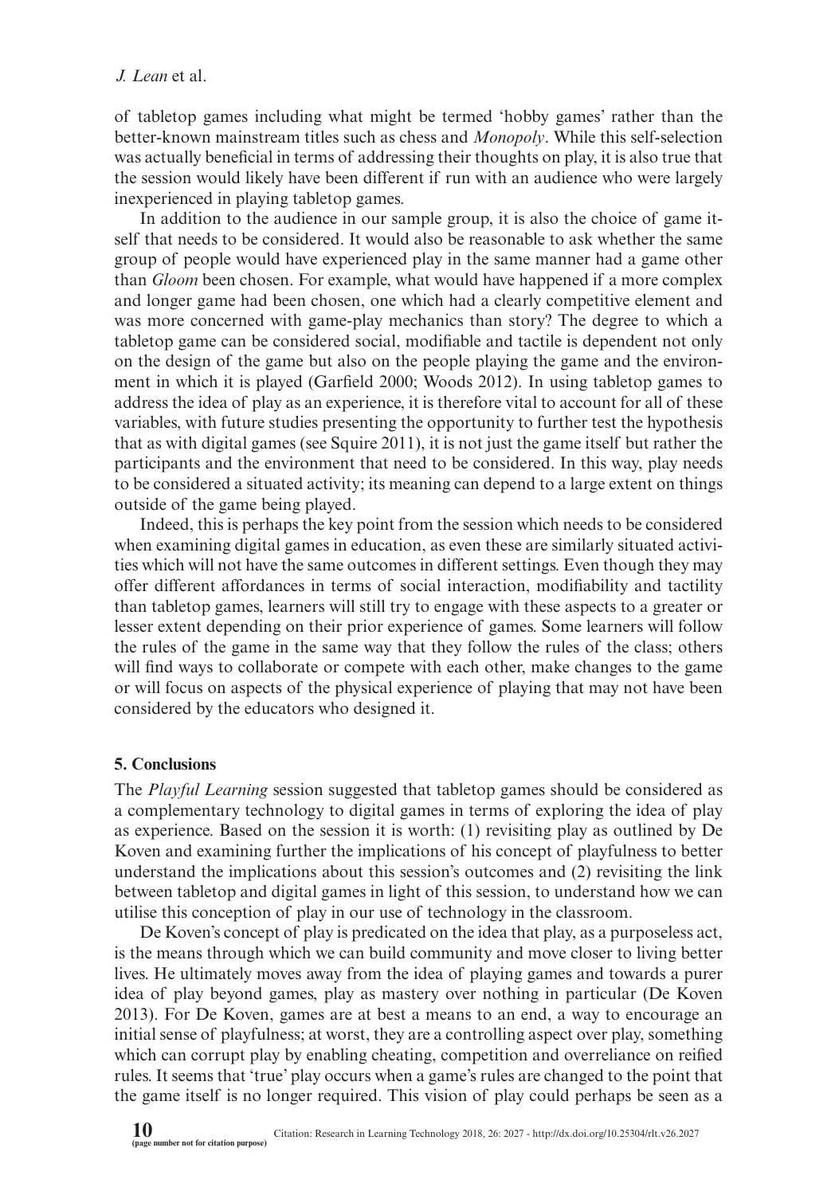of tabletop games including what might be termed 'hobby games' rather than the better-known mainstream titles such as chess and *Monopoly*. While this self-selection was actually beneficial in terms of addressing their thoughts on play, it is also true that the session would likely have been different if run with an audience who were largely inexperienced in playing tabletop games.

In addition to the audience in our sample group, it is also the choice of game itself that needs to be considered. It would also be reasonable to ask whether the same group of people would have experienced play in the same manner had a game other than *Gloom* been chosen. For example, what would have happened if a more complex and longer game had been chosen, one which had a clearly competitive element and was more concerned with game-play mechanics than story? The degree to which a tabletop game can be considered social, modifiable and tactile is dependent not only on the design of the game but also on the people playing the game and the environment in which it is played (Garfield 2000; Woods 2012). In using tabletop games to address the idea of play as an experience, it is therefore vital to account for all of these variables, with future studies presenting the opportunity to further test the hypothesis that as with digital games (see Squire 2011), it is not just the game itself but rather the participants and the environment that need to be considered. In this way, play needs to be considered a situated activity; its meaning can depend to a large extent on things outside of the game being played.

Indeed, this is perhaps the key point from the session which needs to be considered when examining digital games in education, as even these are similarly situated activities which will not have the same outcomes in different settings. Even though they may offer different affordances in terms of social interaction, modifiability and tactility than tabletop games, learners will still try to engage with these aspects to a greater or lesser extent depending on their prior experience of games. Some learners will follow the rules of the game in the same way that they follow the rules of the class; others will find ways to collaborate or compete with each other, make changes to the game or will focus on aspects of the physical experience of playing that may not have been considered by the educators who designed it.

## 5. Conclusions

The *Playful Learning* session suggested that tabletop games should be considered as a complementary technology to digital games in terms of exploring the idea of play as experience. Based on the session it is worth: (1) revisiting play as outlined by De Koven and examining further the implications of his concept of playfulness to better understand the implications about this session's outcomes and (2) revisiting the link between tabletop and digital games in light of this session, to understand how we can utilise this conception of play in our use of technology in the classroom.

De Koven's concept of play is predicated on the idea that play, as a purposeless act, is the means through which we can build community and move closer to living better lives. He ultimately moves away from the idea of playing games and towards a purer idea of play beyond games, play as mastery over nothing in particular (De Koven 2013). For De Koven, games are at best a means to an end, a way to encourage an initial sense of playfulness; at worst, they are a controlling aspect over play, something which can corrupt play by enabling cheating, competition and overreliance on reified rules. It seems that 'true' play occurs when a game's rules are changed to the point that the game itself is no longer required. This vision of play could perhaps be seen as a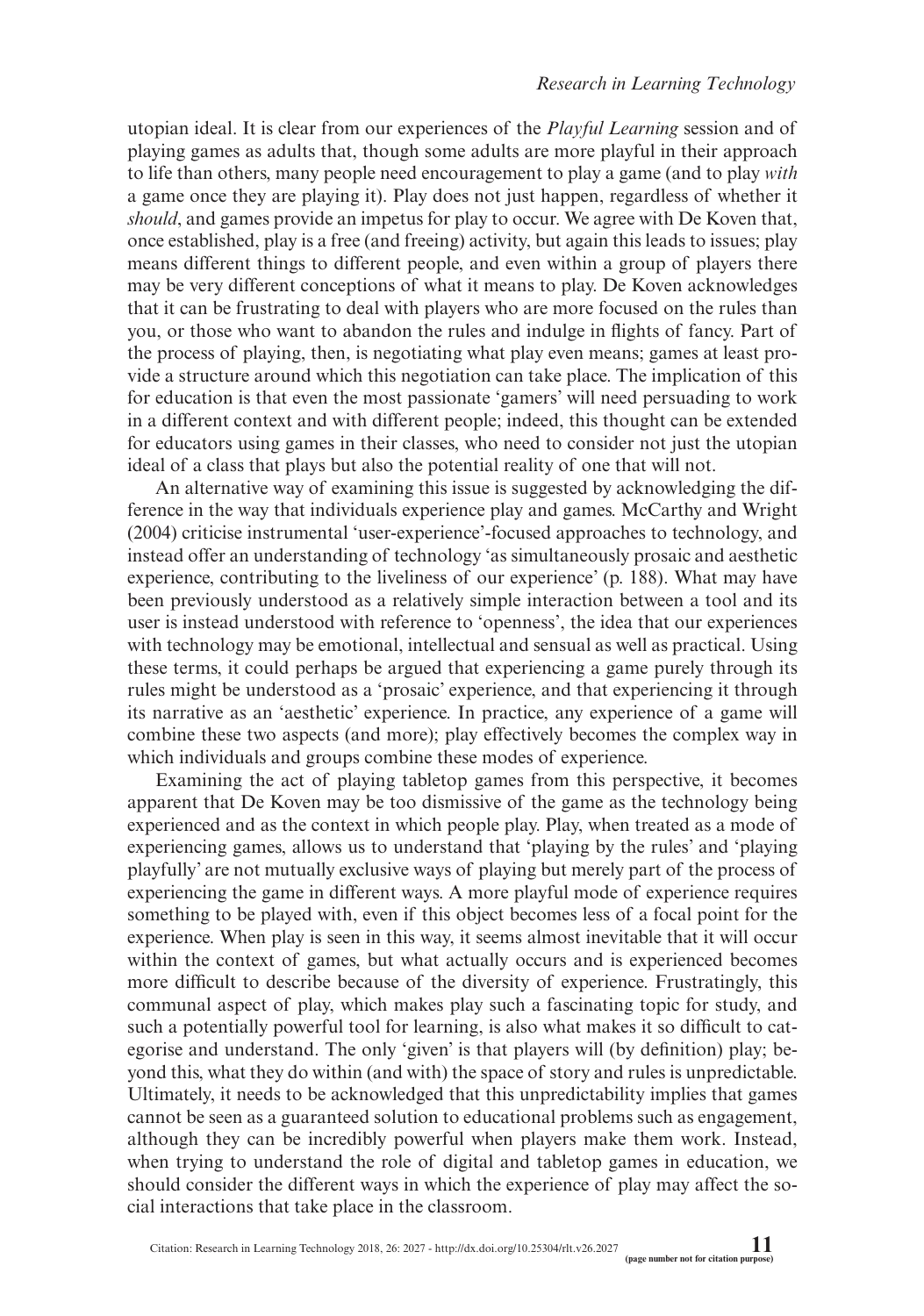utopian ideal. It is clear from our experiences of the *Playful Learning* session and of playing games as adults that, though some adults are more playful in their approach to life than others, many people need encouragement to play a game (and to play *with* a game once they are playing it). Play does not just happen, regardless of whether it *should*, and games provide an impetus for play to occur. We agree with De Koven that, once established, play is a free (and freeing) activity, but again this leads to issues; play means different things to different people, and even within a group of players there may be very different conceptions of what it means to play. De Koven acknowledges that it can be frustrating to deal with players who are more focused on the rules than you, or those who want to abandon the rules and indulge in flights of fancy. Part of the process of playing, then, is negotiating what play even means; games at least provide a structure around which this negotiation can take place. The implication of this for education is that even the most passionate 'gamers' will need persuading to work in a different context and with different people; indeed, this thought can be extended for educators using games in their classes, who need to consider not just the utopian ideal of a class that plays but also the potential reality of one that will not.

An alternative way of examining this issue is suggested by acknowledging the difference in the way that individuals experience play and games. McCarthy and Wright (2004) criticise instrumental 'user-experience'-focused approaches to technology, and instead offer an understanding of technology 'as simultaneously prosaic and aesthetic experience, contributing to the liveliness of our experience' (p. 188). What may have been previously understood as a relatively simple interaction between a tool and its user is instead understood with reference to 'openness', the idea that our experiences with technology may be emotional, intellectual and sensual as well as practical. Using these terms, it could perhaps be argued that experiencing a game purely through its rules might be understood as a 'prosaic' experience, and that experiencing it through its narrative as an 'aesthetic' experience. In practice, any experience of a game will combine these two aspects (and more); play effectively becomes the complex way in which individuals and groups combine these modes of experience.

Examining the act of playing tabletop games from this perspective, it becomes apparent that De Koven may be too dismissive of the game as the technology being experienced and as the context in which people play. Play, when treated as a mode of experiencing games, allows us to understand that 'playing by the rules' and 'playing playfully' are not mutually exclusive ways of playing but merely part of the process of experiencing the game in different ways. A more playful mode of experience requires something to be played with, even if this object becomes less of a focal point for the experience. When play is seen in this way, it seems almost inevitable that it will occur within the context of games, but what actually occurs and is experienced becomes more difficult to describe because of the diversity of experience. Frustratingly, this communal aspect of play, which makes play such a fascinating topic for study, and such a potentially powerful tool for learning, is also what makes it so difficult to categorise and understand. The only 'given' is that players will (by definition) play; beyond this, what they do within (and with) the space of story and rules is unpredictable. Ultimately, it needs to be acknowledged that this unpredictability implies that games cannot be seen as a guaranteed solution to educational problems such as engagement, although they can be incredibly powerful when players make them work. Instead, when trying to understand the role of digital and tabletop games in education, we should consider the different ways in which the experience of play may affect the social interactions that take place in the classroom.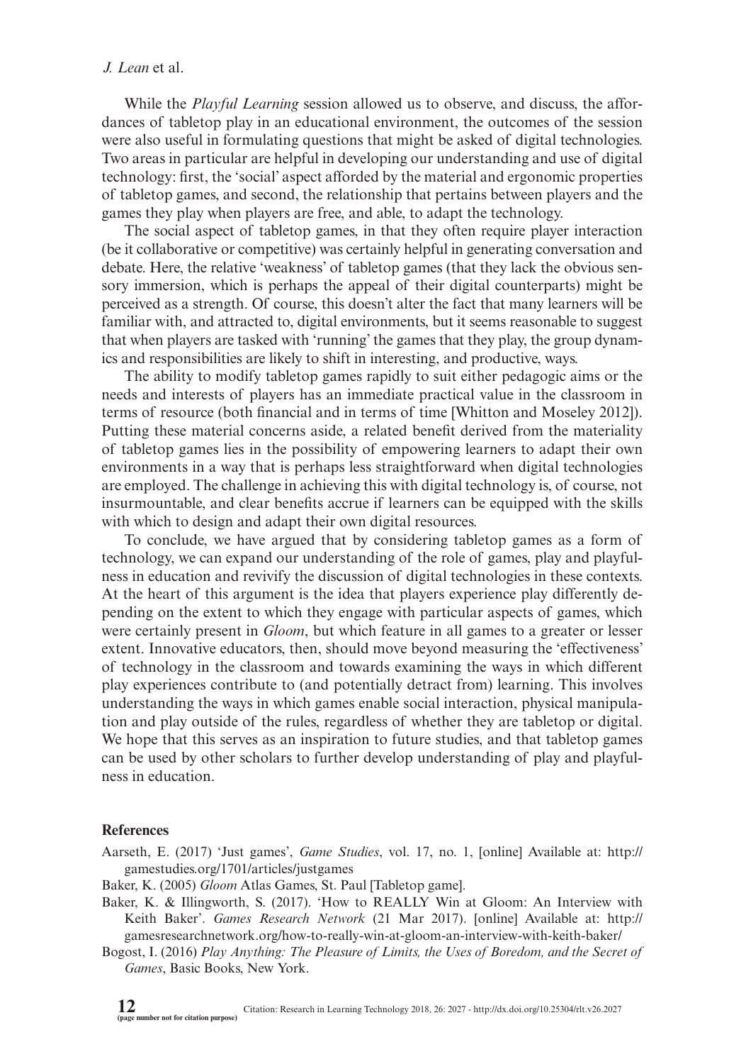While the *Playful Learning* session allowed us to observe, and discuss, the affordances of tabletop play in an educational environment, the outcomes of the session were also useful in formulating questions that might be asked of digital technologies. Two areas in particular are helpful in developing our understanding and use of digital technology: first, the 'social' aspect afforded by the material and ergonomic properties of tabletop games, and second, the relationship that pertains between players and the games they play when players are free, and able, to adapt the technology.

The social aspect of tabletop games, in that they often require player interaction (be it collaborative or competitive) was certainly helpful in generating conversation and debate. Here, the relative 'weakness' of tabletop games (that they lack the obvious sensory immersion, which is perhaps the appeal of their digital counterparts) might be perceived as a strength. Of course, this doesn't alter the fact that many learners will be familiar with, and attracted to, digital environments, but it seems reasonable to suggest that when players are tasked with 'running' the games that they play, the group dynamics and responsibilities are likely to shift in interesting, and productive, ways.

The ability to modify tabletop games rapidly to suit either pedagogic aims or the needs and interests of players has an immediate practical value in the classroom in terms of resource (both financial and in terms of time [Whitton and Moseley 2012]). Putting these material concerns aside, a related benefit derived from the materiality of tabletop games lies in the possibility of empowering learners to adapt their own environments in a way that is perhaps less straightforward when digital technologies are employed. The challenge in achieving this with digital technology is, of course, not insurmountable, and clear benefits accrue if learners can be equipped with the skills with which to design and adapt their own digital resources.

To conclude, we have argued that by considering tabletop games as a form of technology, we can expand our understanding of the role of games, play and playfulness in education and revivify the discussion of digital technologies in these contexts. At the heart of this argument is the idea that players experience play differently depending on the extent to which they engage with particular aspects of games, which were certainly present in *Gloom*, but which feature in all games to a greater or lesser extent. Innovative educators, then, should move beyond measuring the 'effectiveness' of technology in the classroom and towards examining the ways in which different play experiences contribute to (and potentially detract from) learning. This involves understanding the ways in which games enable social interaction, physical manipulation and play outside of the rules, regardless of whether they are tabletop or digital. We hope that this serves as an inspiration to future studies, and that tabletop games can be used by other scholars to further develop understanding of play and playfulness in education.

## References

Aarseth, E. (2017) 'Just games', *Game Studies*, vol. 17, no. 1, [online] Available at: http://gamestudies.org/1701/articles/justgames

Baker, K. (2005) *Gloom* Atlas Games, St. Paul [Tabletop game].

Baker, K. & Illingworth, S. (2017). 'How to REALLY Win at Gloom: An Interview with Keith Baker'. *Games Research Network* (21 Mar 2017). [online] Available at: http://gamesresearchnetwork.org/how-to-really-win-at-gloom-an-interview-with-keith-baker/

Bogost, I. (2016) *Play Anything: The Pleasure of Limits, the Uses of Boredom, and the Secret of Games*, Basic Books, New York.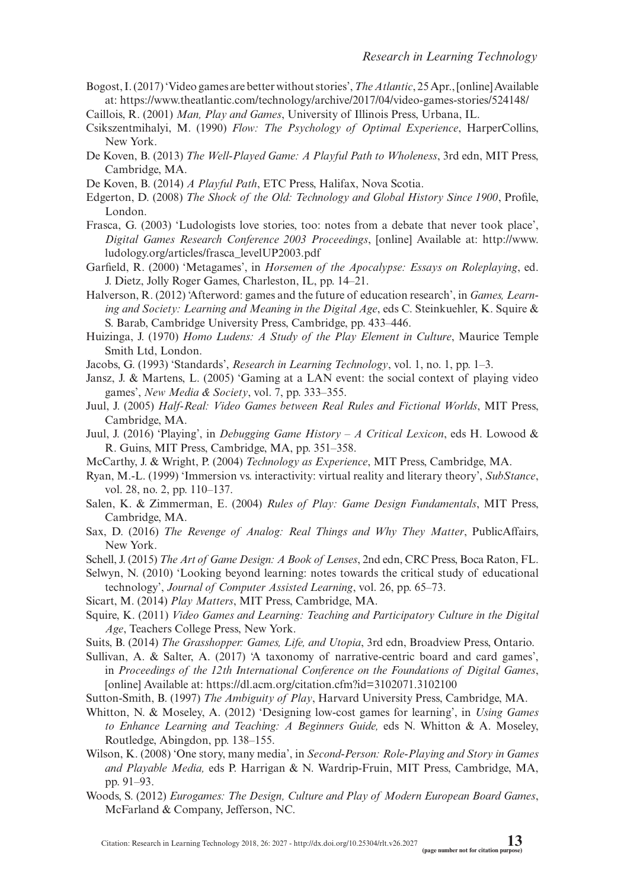Bogost, I. (2017) 'Video games are better without stories', *The Atlantic*, 25 Apr., [online] Available at: https://www.theatlantic.com/technology/archive/2017/04/video-games-stories/524148/

Caillois, R. (2001) *Man, Play and Games*, University of Illinois Press, Urbana, IL.

Csikszentmihalyi, M. (1990) *Flow: The Psychology of Optimal Experience*, HarperCollins, New York.

De Koven, B. (2013) *The Well-Played Game: A Playful Path to Wholeness*, 3rd edn, MIT Press, Cambridge, MA.

De Koven, B. (2014) *A Playful Path*, ETC Press, Halifax, Nova Scotia.

Edgerton, D. (2008) *The Shock of the Old: Technology and Global History Since 1900*, Profile, London.

Frasca, G. (2003) 'Ludologists love stories, too: notes from a debate that never took place', *Digital Games Research Conference 2003 Proceedings*, [online] Available at: http://www.ludology.org/articles/frasca_levelUP2003.pdf

Garfield, R. (2000) 'Metagames', in *Horsemen of the Apocalypse: Essays on Roleplaying*, ed. J. Dietz, Jolly Roger Games, Charleston, IL, pp. 14–21.

Halverson, R. (2012) 'Afterword: games and the future of education research', in *Games, Learning and Society: Learning and Meaning in the Digital Age*, eds C. Steinkuehler, K. Squire & S. Barab, Cambridge University Press, Cambridge, pp. 433–446.

Huizinga, J. (1970) *Homo Ludens: A Study of the Play Element in Culture*, Maurice Temple Smith Ltd, London.

Jacobs, G. (1993) 'Standards', *Research in Learning Technology*, vol. 1, no. 1, pp. 1–3.

Jansz, J. & Martens, L. (2005) 'Gaming at a LAN event: the social context of playing video games', *New Media & Society*, vol. 7, pp. 333–355.

Juul, J. (2005) *Half-Real: Video Games between Real Rules and Fictional Worlds*, MIT Press, Cambridge, MA.

Juul, J. (2016) 'Playing', in *Debugging Game History – A Critical Lexicon*, eds H. Lowood & R. Guins, MIT Press, Cambridge, MA, pp. 351–358.

McCarthy, J. & Wright, P. (2004) *Technology as Experience*, MIT Press, Cambridge, MA.

Ryan, M.-L. (1999) 'Immersion vs. interactivity: virtual reality and literary theory', *SubStance*, vol. 28, no. 2, pp. 110–137.

Salen, K. & Zimmerman, E. (2004) *Rules of Play: Game Design Fundamentals*, MIT Press, Cambridge, MA.

Sax, D. (2016) *The Revenge of Analog: Real Things and Why They Matter*, PublicAffairs, New York.

Schell, J. (2015) *The Art of Game Design: A Book of Lenses*, 2nd edn, CRC Press, Boca Raton, FL.

Selwyn, N. (2010) 'Looking beyond learning: notes towards the critical study of educational technology', *Journal of Computer Assisted Learning*, vol. 26, pp. 65–73.

Sicart, M. (2014) *Play Matters*, MIT Press, Cambridge, MA.

Squire, K. (2011) *Video Games and Learning: Teaching and Participatory Culture in the Digital Age*, Teachers College Press, New York.

Suits, B. (2014) *The Grasshopper: Games, Life, and Utopia*, 3rd edn, Broadview Press, Ontario.

Sullivan, A. & Salter, A. (2017) 'A taxonomy of narrative-centric board and card games', in *Proceedings of the 12th International Conference on the Foundations of Digital Games*, [online] Available at: https://dl.acm.org/citation.cfm?id=3102071.3102100

Sutton-Smith, B. (1997) *The Ambiguity of Play*, Harvard University Press, Cambridge, MA.

Whitton, N. & Moseley, A. (2012) 'Designing low-cost games for learning', in *Using Games to Enhance Learning and Teaching: A Beginners Guide,* eds N. Whitton & A. Moseley, Routledge, Abingdon, pp. 138–155.

Wilson, K. (2008) 'One story, many media', in *Second-Person: Role-Playing and Story in Games and Playable Media,* eds P. Harrigan & N. Wardrip-Fruin, MIT Press, Cambridge, MA, pp. 91–93.

Woods, S. (2012) *Eurogames: The Design, Culture and Play of Modern European Board Games*, McFarland & Company, Jefferson, NC.